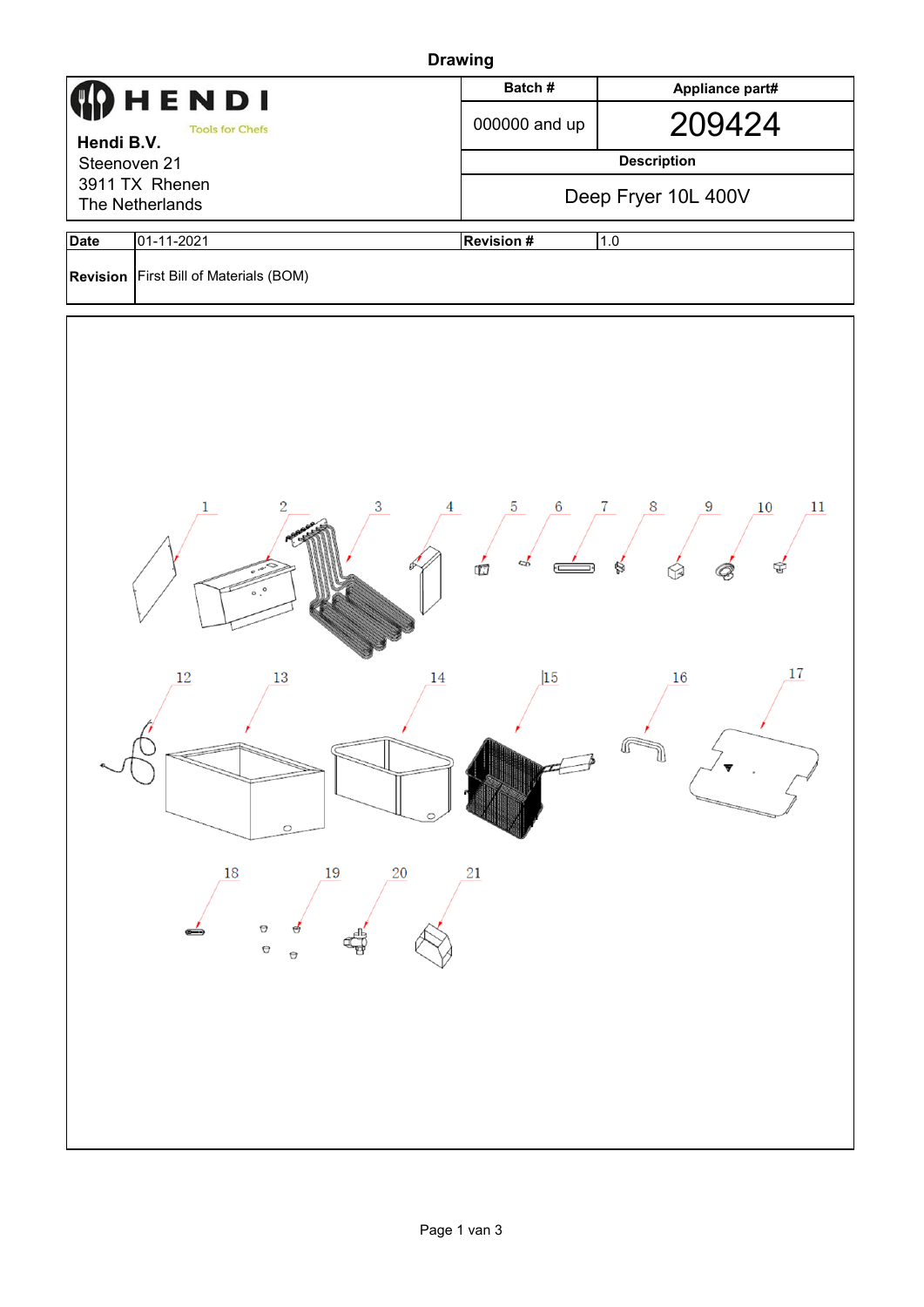# Drawing

| HENDI Tools for Chefs<br>**Hendi B.V.**<br>Steenoven 21<br>3911 TX Rhenen<br>The Netherlands | **Batch #** | **Appliance part#** |
|---|---|---|
| | 000000 and up | 209424 |
| | **Description** | |
| | Deep Fryer 10L 400V | |

| **Date** | 01-11-2021 | **Revision #** | 1.0 |
|---|---|---|---|
| **Revision** | First Bill of Materials (BOM) | | |

1 2 3 4 5 6 7 8 9 10 11

12 13 14 15 16 17

18 19 20 21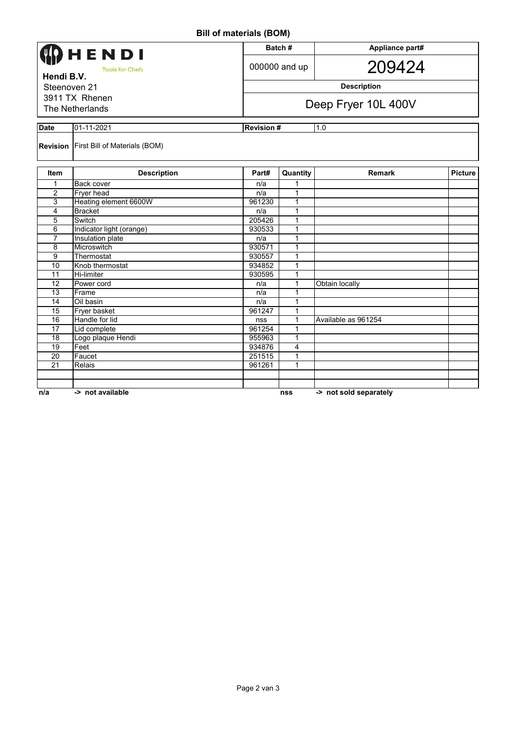# Bill of materials (BOM)

**HENDI** Tools for Chefs

**Hendi B.V.**
Steenoven 21
3911 TX Rhenen
The Netherlands

| Batch # | Appliance part# |
|---|---|
| 000000 and up | 209424 |
| **Description** | |
| Deep Fryer 10L 400V | |

| Date | 01-11-2021 | Revision # | 1.0 |
|---|---|---|---|
| Revision | First Bill of Materials (BOM) | | |

| Item | Description | Part# | Quantity | Remark | Picture |
|---|---|---|---|---|---|
| 1 | Back cover | n/a | 1 | | |
| 2 | Fryer head | n/a | 1 | | |
| 3 | Heating element 6600W | 961230 | 1 | | |
| 4 | Bracket | n/a | 1 | | |
| 5 | Switch | 205426 | 1 | | |
| 6 | Indicator light (orange) | 930533 | 1 | | |
| 7 | Insulation plate | n/a | 1 | | |
| 8 | Microswitch | 930571 | 1 | | |
| 9 | Thermostat | 930557 | 1 | | |
| 10 | Knob thermostat | 934852 | 1 | | |
| 11 | Hi-limiter | 930595 | 1 | | |
| 12 | Power cord | n/a | 1 | Obtain locally | |
| 13 | Frame | n/a | 1 | | |
| 14 | Oil basin | n/a | 1 | | |
| 15 | Fryer basket | 961247 | 1 | | |
| 16 | Handle for lid | nss | 1 | Available as 961254 | |
| 17 | Lid complete | 961254 | 1 | | |
| 18 | Logo plaque Hendi | 955963 | 1 | | |
| 19 | Feet | 934876 | 4 | | |
| 20 | Faucet | 251515 | 1 | | |
| 21 | Relais | 961261 | 1 | | |
| | | | | | |
| | | | | | |

**n/a** **-> not available** **nss** **-> not sold separately**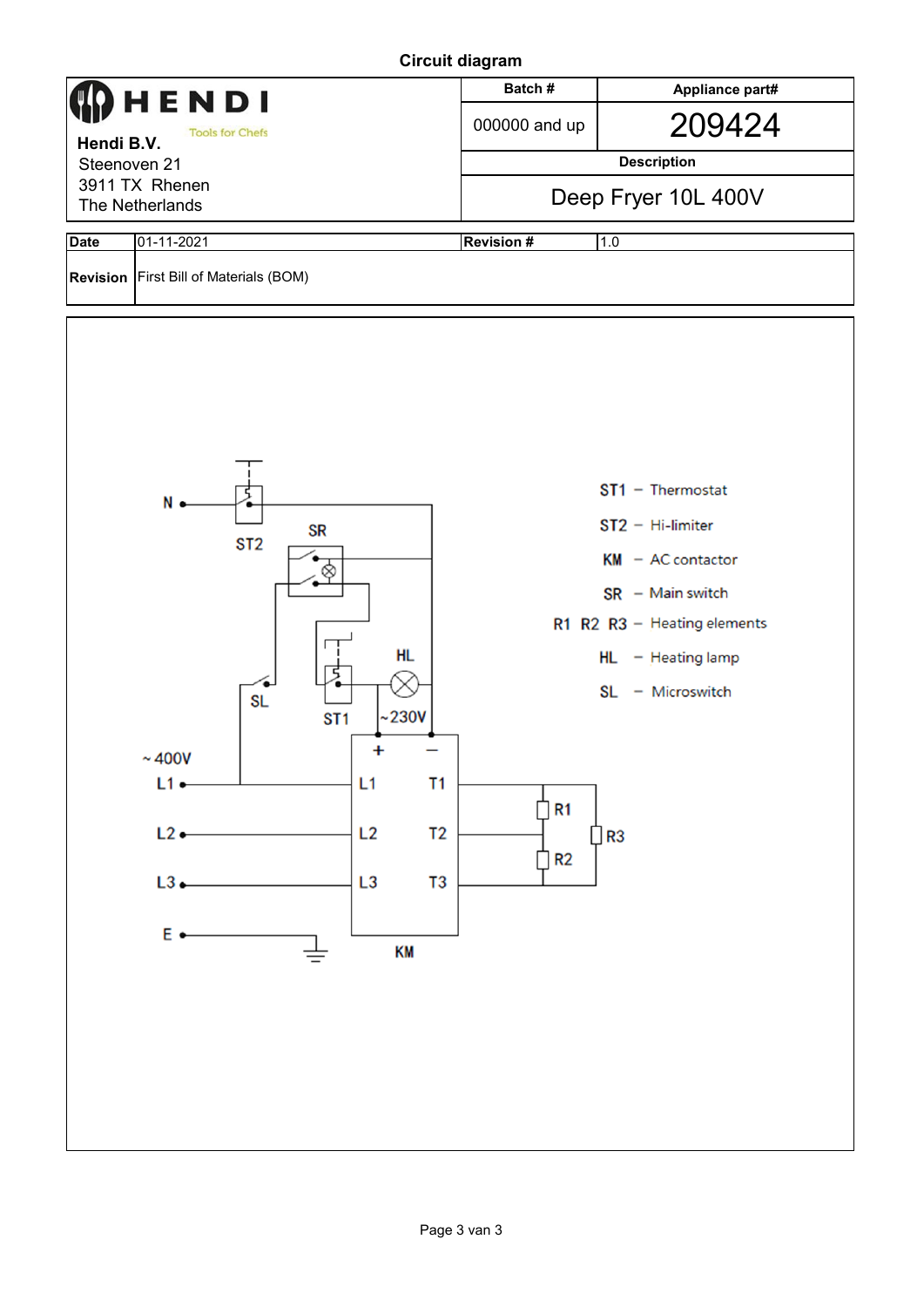# Circuit diagram

| | Batch # | Appliance part# |
|---|---|---|
| **HENDI** Tools for Chefs<br>**Hendi B.V.**<br>Steenoven 21<br>3911 TX Rhenen<br>The Netherlands | 000000 and up | 209424 |
| | **Description** | |
| | Deep Fryer 10L 400V | |

| | | | |
|---|---|---|---|
| **Date** | 01-11-2021 | **Revision #** | 1.0 |
| **Revision** | First Bill of Materials (BOM) | | |

N

ST2

SR

SL

ST1

HL

~230V

+

−

~400V

L1

L2

L3

E

L1

L2

L3

T1

T2

T3

KM

R1

R2

R3

ST1 – Thermostat

ST2 – Hi-limiter

KM – AC contactor

SR – Main switch

R1 R2 R3 – Heating elements

HL – Heating lamp

SL – Microswitch